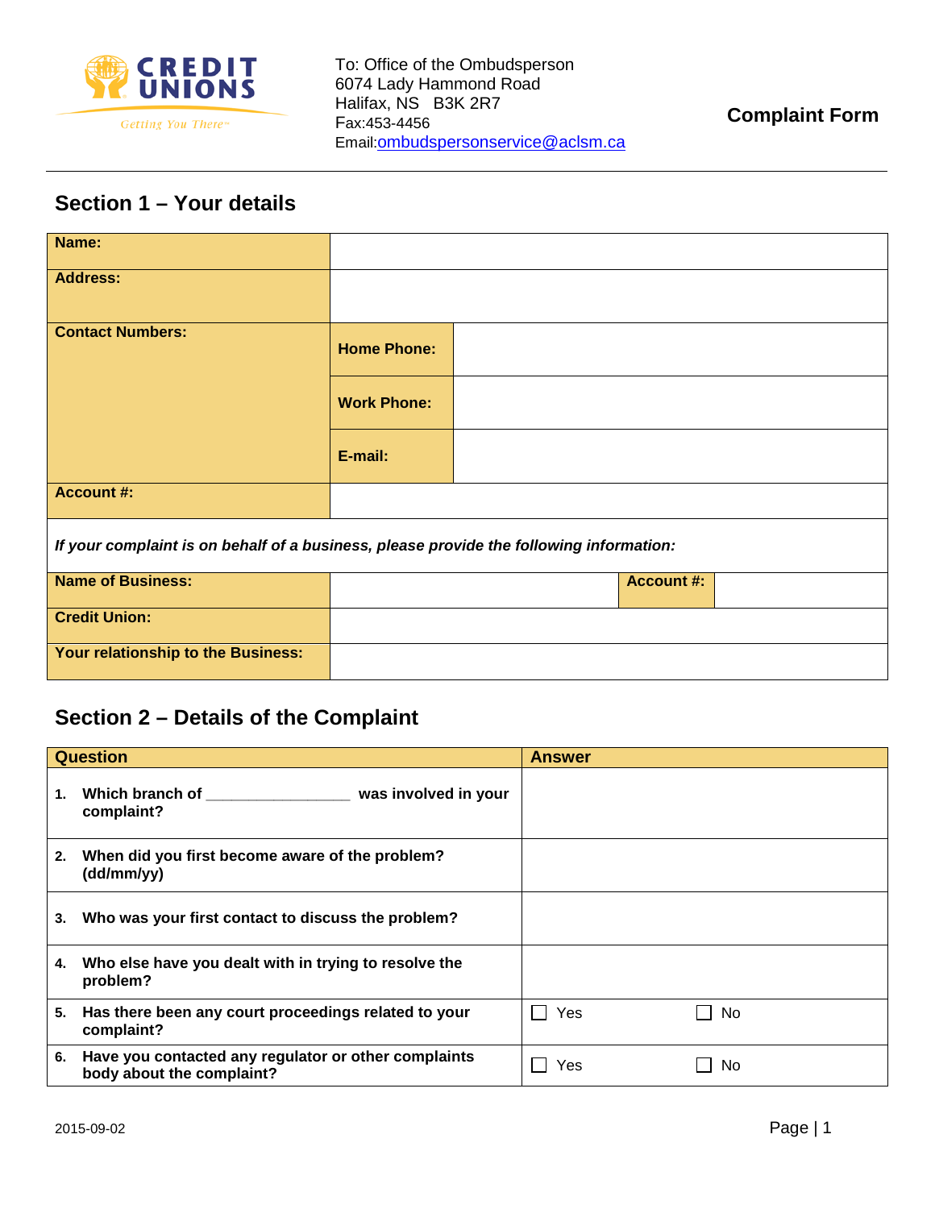To: Office of the Ombudsperson
6074 Lady Hammond Road
Halifax, NS B3K 2R7
Fax:453-4456
Email:ombudspersonservice@aclsm.ca

**Complaint Form**

## Section 1 – Your details

| | | | | |
|---|---|---|---|---|
| **Name:** | | | | |
| **Address:** | | | | |
| **Contact Numbers:** | **Home Phone:** | | | |
| | **Work Phone:** | | | |
| | **E-mail:** | | | |
| **Account #:** | | | | |

***If your complaint is on behalf of a business, please provide the following information:***

| | | | |
|---|---|---|---|
| **Name of Business:** | | **Account #:** | |
| **Credit Union:** | | | |
| **Your relationship to the Business:** | | | |

## Section 2 – Details of the Complaint

| Question | Answer | |
|---|---|---|
| **1. Which branch of _________________ was involved in your complaint?** | | |
| **2. When did you first become aware of the problem? (dd/mm/yy)** | | |
| **3. Who was your first contact to discuss the problem?** | | |
| **4. Who else have you dealt with in trying to resolve the problem?** | | |
| **5. Has there been any court proceedings related to your complaint?** | ☐ Yes | ☐ No |
| **6. Have you contacted any regulator or other complaints body about the complaint?** | ☐ Yes | ☐ No |

2015-09-02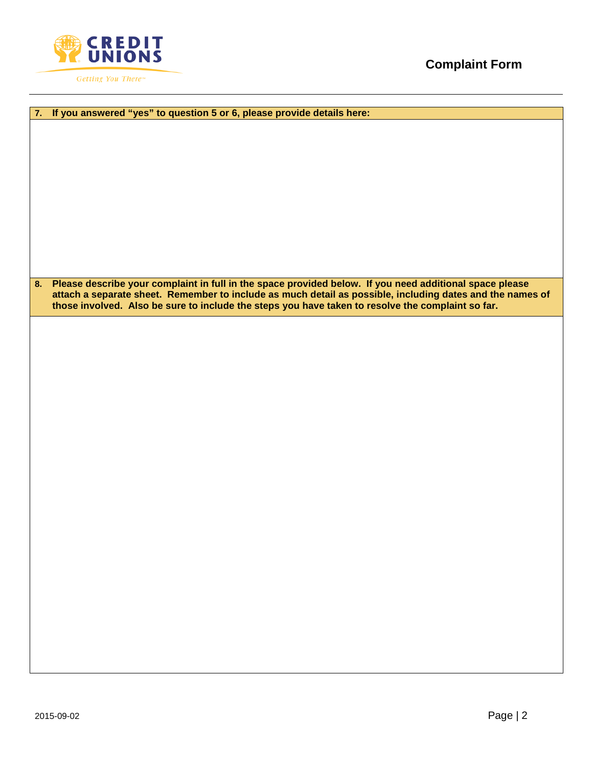**Complaint Form**

**7. If you answered "yes" to question 5 or 6, please provide details here:**

**8. Please describe your complaint in full in the space provided below. If you need additional space please attach a separate sheet. Remember to include as much detail as possible, including dates and the names of those involved. Also be sure to include the steps you have taken to resolve the complaint so far.**

2015-09-02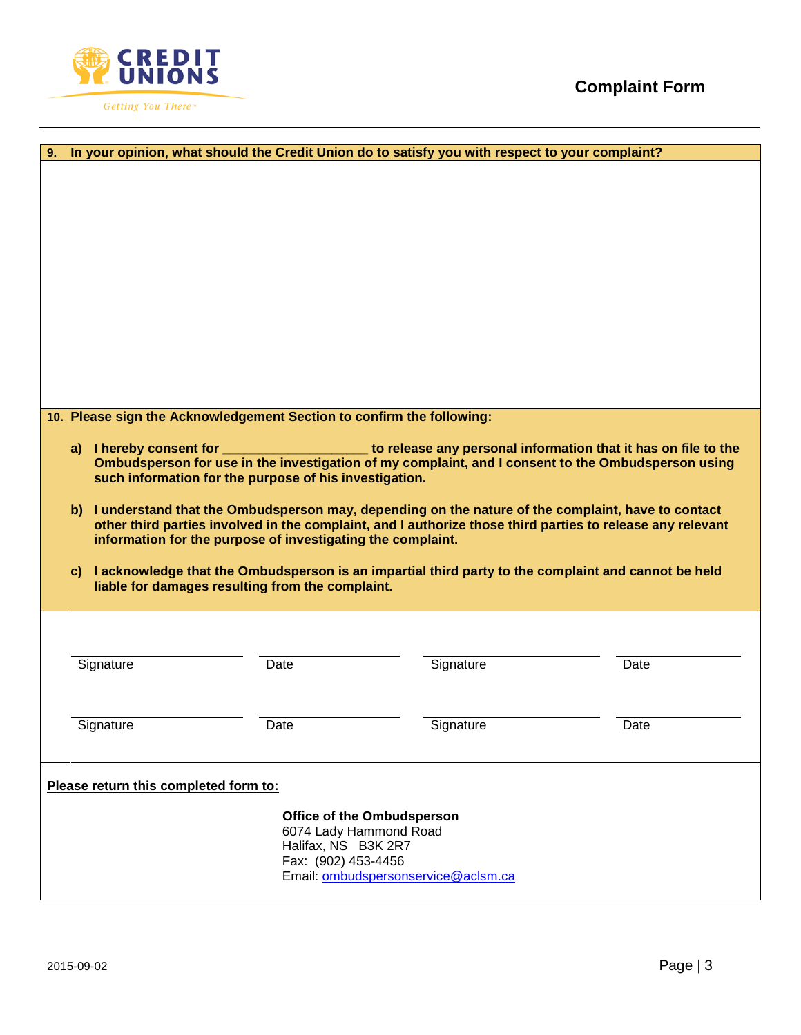**Complaint Form**

**9. In your opinion, what should the Credit Union do to satisfy you with respect to your complaint?**

**10. Please sign the Acknowledgement Section to confirm the following:**

**a) I hereby consent for ___________________ to release any personal information that it has on file to the Ombudsperson for use in the investigation of my complaint, and I consent to the Ombudsperson using such information for the purpose of his investigation.**

**b) I understand that the Ombudsperson may, depending on the nature of the complaint, have to contact other third parties involved in the complaint, and I authorize those third parties to release any relevant information for the purpose of investigating the complaint.**

**c) I acknowledge that the Ombudsperson is an impartial third party to the complaint and cannot be held liable for damages resulting from the complaint.**

| | | | |
|---|---|---|---|
| Signature | Date | Signature | Date |
| Signature | Date | Signature | Date |

**Please return this completed form to:**

**Office of the Ombudsperson**
6074 Lady Hammond Road
Halifax, NS B3K 2R7
Fax: (902) 453-4456
Email: ombudspersonservice@aclsm.ca

2015-09-02